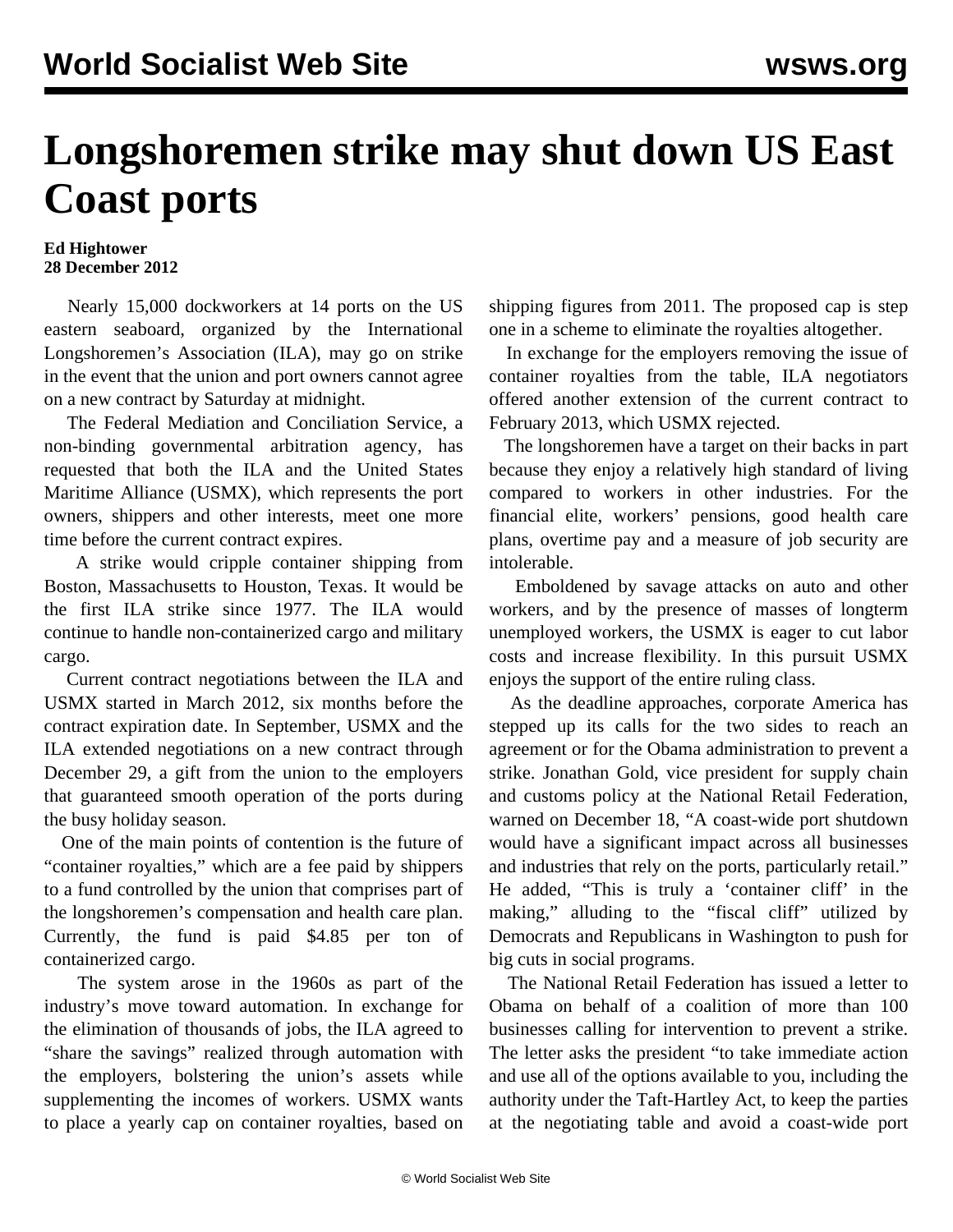# Longshoremen strike may shut down US East Coast ports

**Ed Hightower**
**28 December 2012**

Nearly 15,000 dockworkers at 14 ports on the US eastern seaboard, organized by the International Longshoremen's Association (ILA), may go on strike in the event that the union and port owners cannot agree on a new contract by Saturday at midnight.

The Federal Mediation and Conciliation Service, a non-binding governmental arbitration agency, has requested that both the ILA and the United States Maritime Alliance (USMX), which represents the port owners, shippers and other interests, meet one more time before the current contract expires.

A strike would cripple container shipping from Boston, Massachusetts to Houston, Texas. It would be the first ILA strike since 1977. The ILA would continue to handle non-containerized cargo and military cargo.

Current contract negotiations between the ILA and USMX started in March 2012, six months before the contract expiration date. In September, USMX and the ILA extended negotiations on a new contract through December 29, a gift from the union to the employers that guaranteed smooth operation of the ports during the busy holiday season.

One of the main points of contention is the future of "container royalties," which are a fee paid by shippers to a fund controlled by the union that comprises part of the longshoremen's compensation and health care plan. Currently, the fund is paid $4.85 per ton of containerized cargo.

The system arose in the 1960s as part of the industry's move toward automation. In exchange for the elimination of thousands of jobs, the ILA agreed to "share the savings" realized through automation with the employers, bolstering the union's assets while supplementing the incomes of workers. USMX wants to place a yearly cap on container royalties, based on shipping figures from 2011. The proposed cap is step one in a scheme to eliminate the royalties altogether.

In exchange for the employers removing the issue of container royalties from the table, ILA negotiators offered another extension of the current contract to February 2013, which USMX rejected.

The longshoremen have a target on their backs in part because they enjoy a relatively high standard of living compared to workers in other industries. For the financial elite, workers' pensions, good health care plans, overtime pay and a measure of job security are intolerable.

Emboldened by savage attacks on auto and other workers, and by the presence of masses of longterm unemployed workers, the USMX is eager to cut labor costs and increase flexibility. In this pursuit USMX enjoys the support of the entire ruling class.

As the deadline approaches, corporate America has stepped up its calls for the two sides to reach an agreement or for the Obama administration to prevent a strike. Jonathan Gold, vice president for supply chain and customs policy at the National Retail Federation, warned on December 18, "A coast-wide port shutdown would have a significant impact across all businesses and industries that rely on the ports, particularly retail." He added, "This is truly a 'container cliff' in the making," alluding to the "fiscal cliff" utilized by Democrats and Republicans in Washington to push for big cuts in social programs.

The National Retail Federation has issued a letter to Obama on behalf of a coalition of more than 100 businesses calling for intervention to prevent a strike. The letter asks the president "to take immediate action and use all of the options available to you, including the authority under the Taft-Hartley Act, to keep the parties at the negotiating table and avoid a coast-wide port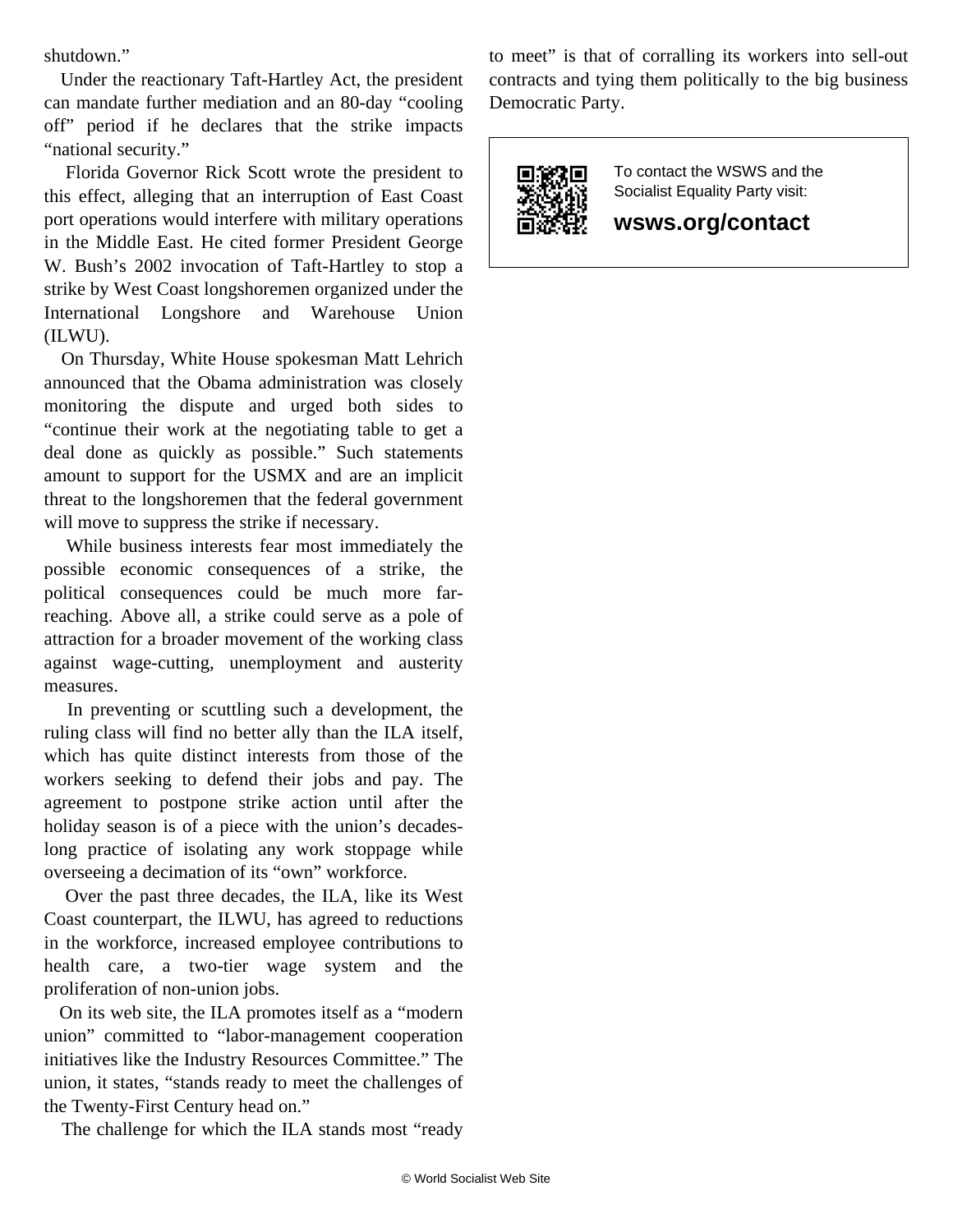shutdown."

Under the reactionary Taft-Hartley Act, the president can mandate further mediation and an 80-day "cooling off" period if he declares that the strike impacts "national security."

Florida Governor Rick Scott wrote the president to this effect, alleging that an interruption of East Coast port operations would interfere with military operations in the Middle East. He cited former President George W. Bush's 2002 invocation of Taft-Hartley to stop a strike by West Coast longshoremen organized under the International Longshore and Warehouse Union (ILWU).

On Thursday, White House spokesman Matt Lehrich announced that the Obama administration was closely monitoring the dispute and urged both sides to "continue their work at the negotiating table to get a deal done as quickly as possible." Such statements amount to support for the USMX and are an implicit threat to the longshoremen that the federal government will move to suppress the strike if necessary.

While business interests fear most immediately the possible economic consequences of a strike, the political consequences could be much more far-reaching. Above all, a strike could serve as a pole of attraction for a broader movement of the working class against wage-cutting, unemployment and austerity measures.

In preventing or scuttling such a development, the ruling class will find no better ally than the ILA itself, which has quite distinct interests from those of the workers seeking to defend their jobs and pay. The agreement to postpone strike action until after the holiday season is of a piece with the union's decades-long practice of isolating any work stoppage while overseeing a decimation of its "own" workforce.

Over the past three decades, the ILA, like its West Coast counterpart, the ILWU, has agreed to reductions in the workforce, increased employee contributions to health care, a two-tier wage system and the proliferation of non-union jobs.

On its web site, the ILA promotes itself as a "modern union" committed to "labor-management cooperation initiatives like the Industry Resources Committee." The union, it states, "stands ready to meet the challenges of the Twenty-First Century head on."

The challenge for which the ILA stands most "ready to meet" is that of corralling its workers into sell-out contracts and tying them politically to the big business Democratic Party.

To contact the WSWS and the Socialist Equality Party visit:

**wsws.org/contact**